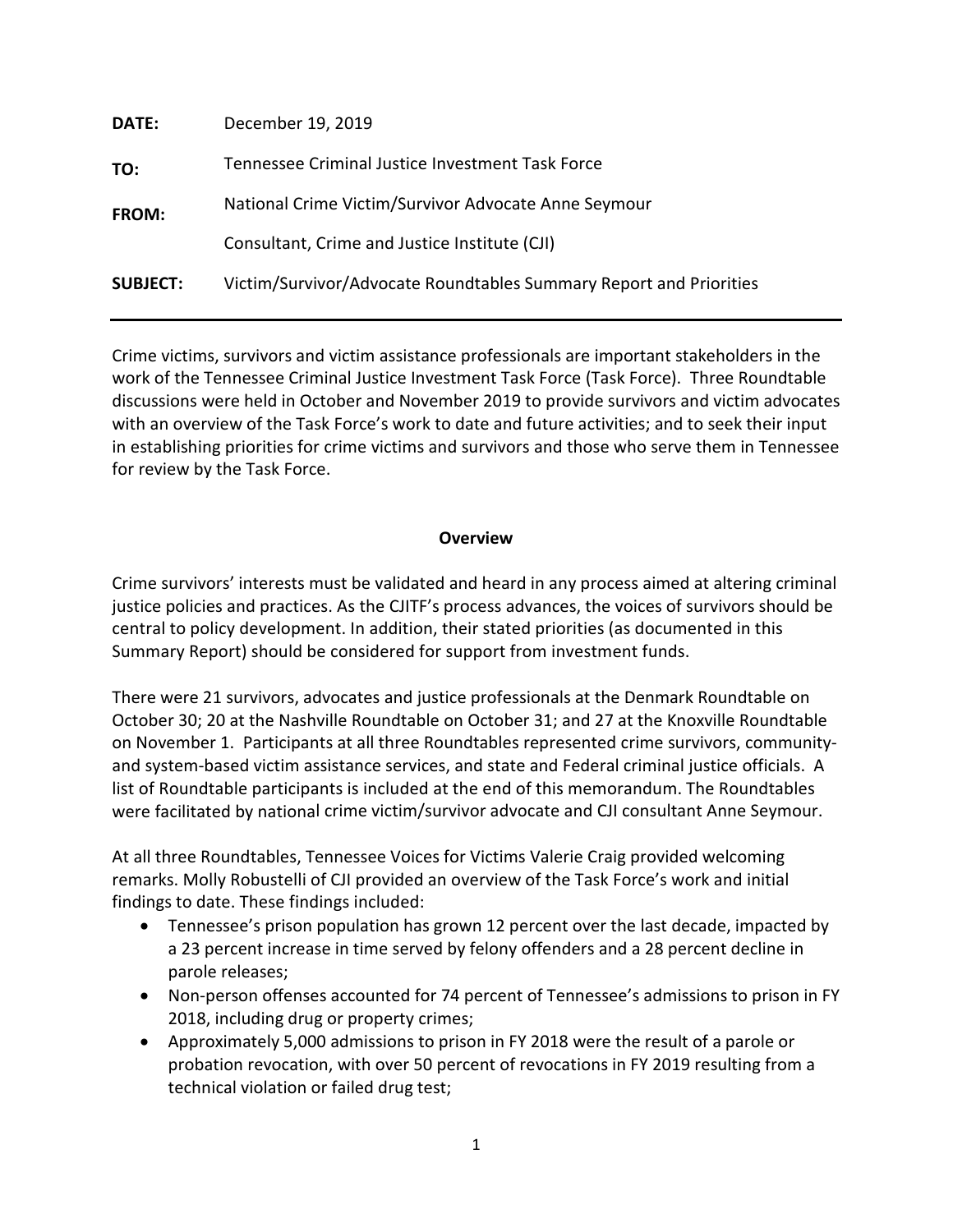**DATE:** December 19, 2019

**TO:** Tennessee Criminal Justice Investment Task Force

**FROM:** National Crime Victim/Survivor Advocate Anne Seymour

Consultant, Crime and Justice Institute (CJI)

**SUBJECT:** Victim/Survivor/Advocate Roundtables Summary Report and Priorities

---

Crime victims, survivors and victim assistance professionals are important stakeholders in the work of the Tennessee Criminal Justice Investment Task Force (Task Force). Three Roundtable discussions were held in October and November 2019 to provide survivors and victim advocates with an overview of the Task Force's work to date and future activities; and to seek their input in establishing priorities for crime victims and survivors and those who serve them in Tennessee for review by the Task Force.

## Overview

Crime survivors' interests must be validated and heard in any process aimed at altering criminal justice policies and practices. As the CJITF's process advances, the voices of survivors should be central to policy development. In addition, their stated priorities (as documented in this Summary Report) should be considered for support from investment funds.

There were 21 survivors, advocates and justice professionals at the Denmark Roundtable on October 30; 20 at the Nashville Roundtable on October 31; and 27 at the Knoxville Roundtable on November 1. Participants at all three Roundtables represented crime survivors, community- and system-based victim assistance services, and state and Federal criminal justice officials. A list of Roundtable participants is included at the end of this memorandum. The Roundtables were facilitated by national crime victim/survivor advocate and CJI consultant Anne Seymour.

At all three Roundtables, Tennessee Voices for Victims Valerie Craig provided welcoming remarks. Molly Robustelli of CJI provided an overview of the Task Force's work and initial findings to date. These findings included:

- Tennessee's prison population has grown 12 percent over the last decade, impacted by a 23 percent increase in time served by felony offenders and a 28 percent decline in parole releases;
- Non-person offenses accounted for 74 percent of Tennessee's admissions to prison in FY 2018, including drug or property crimes;
- Approximately 5,000 admissions to prison in FY 2018 were the result of a parole or probation revocation, with over 50 percent of revocations in FY 2019 resulting from a technical violation or failed drug test;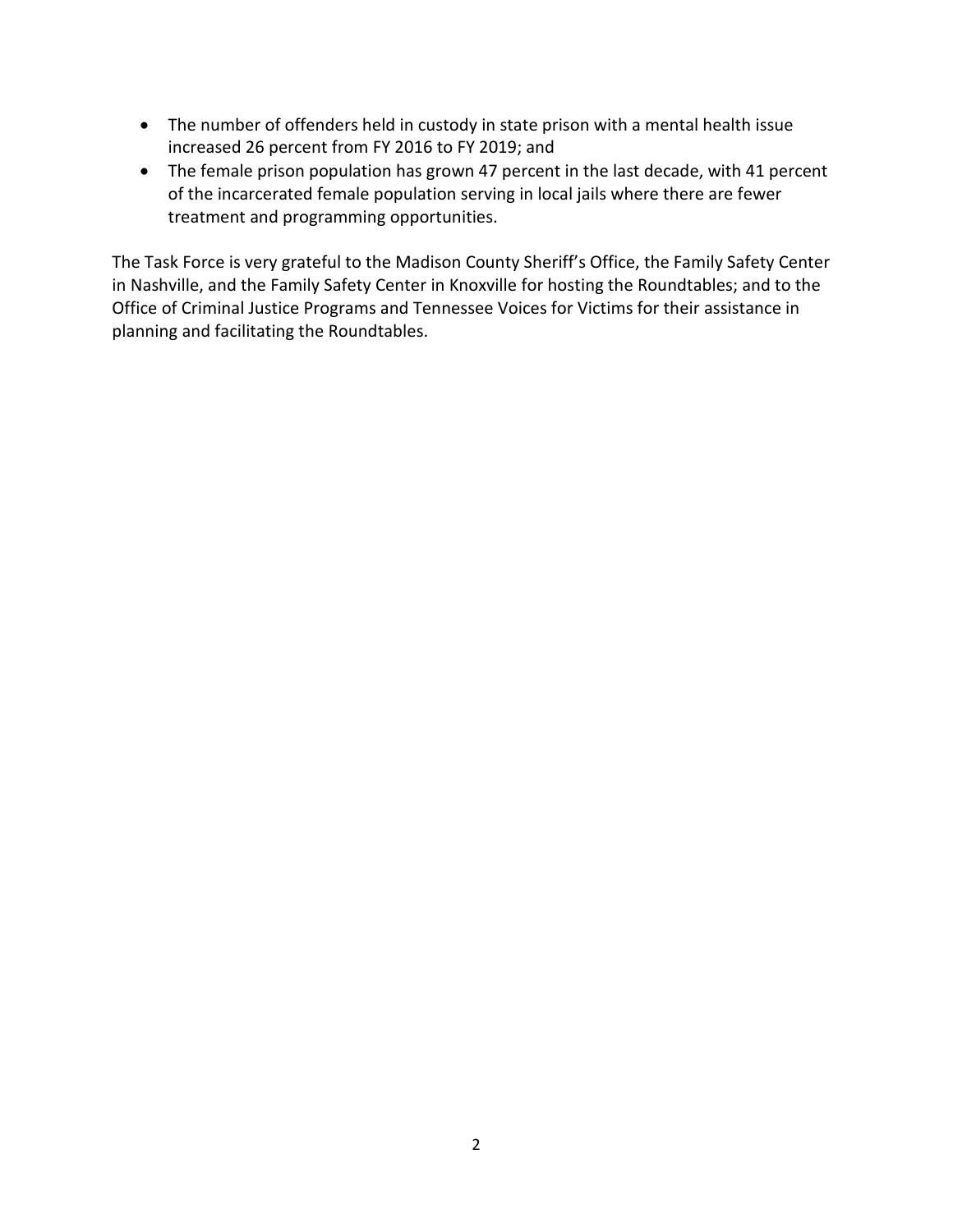- The number of offenders held in custody in state prison with a mental health issue increased 26 percent from FY 2016 to FY 2019; and
- The female prison population has grown 47 percent in the last decade, with 41 percent of the incarcerated female population serving in local jails where there are fewer treatment and programming opportunities.

The Task Force is very grateful to the Madison County Sheriff's Office, the Family Safety Center in Nashville, and the Family Safety Center in Knoxville for hosting the Roundtables; and to the Office of Criminal Justice Programs and Tennessee Voices for Victims for their assistance in planning and facilitating the Roundtables.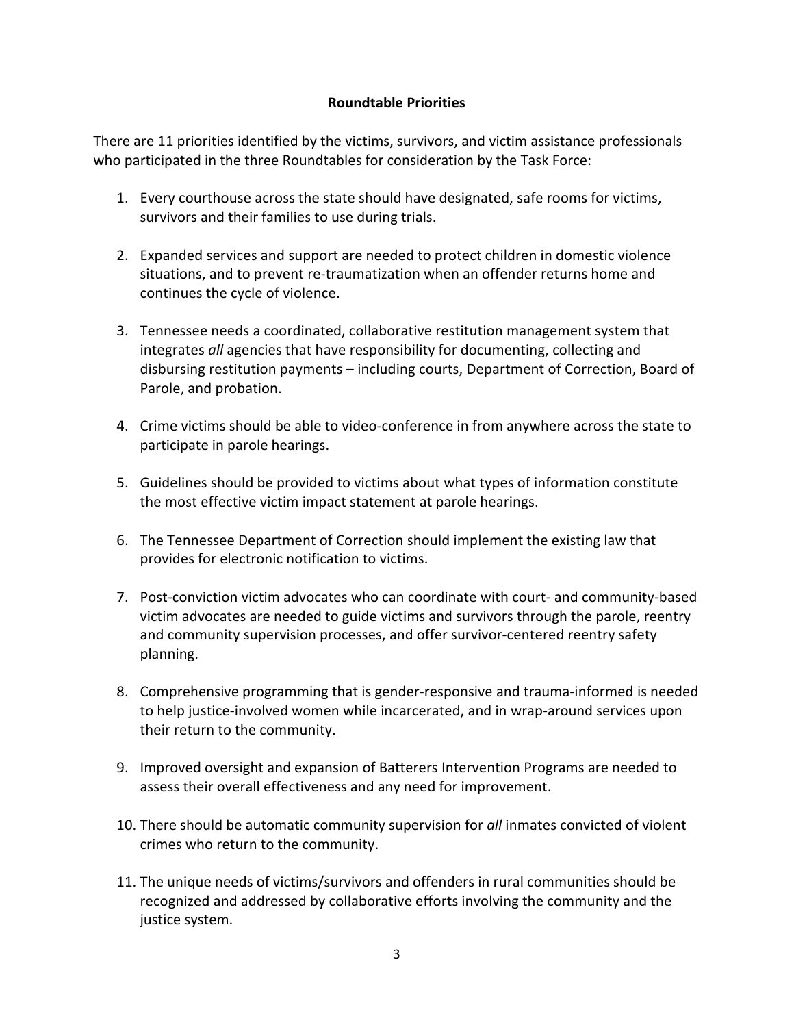## Roundtable Priorities

There are 11 priorities identified by the victims, survivors, and victim assistance professionals who participated in the three Roundtables for consideration by the Task Force:

1. Every courthouse across the state should have designated, safe rooms for victims, survivors and their families to use during trials.

2. Expanded services and support are needed to protect children in domestic violence situations, and to prevent re-traumatization when an offender returns home and continues the cycle of violence.

3. Tennessee needs a coordinated, collaborative restitution management system that integrates *all* agencies that have responsibility for documenting, collecting and disbursing restitution payments – including courts, Department of Correction, Board of Parole, and probation.

4. Crime victims should be able to video-conference in from anywhere across the state to participate in parole hearings.

5. Guidelines should be provided to victims about what types of information constitute the most effective victim impact statement at parole hearings.

6. The Tennessee Department of Correction should implement the existing law that provides for electronic notification to victims.

7. Post-conviction victim advocates who can coordinate with court- and community-based victim advocates are needed to guide victims and survivors through the parole, reentry and community supervision processes, and offer survivor-centered reentry safety planning.

8. Comprehensive programming that is gender-responsive and trauma-informed is needed to help justice-involved women while incarcerated, and in wrap-around services upon their return to the community.

9. Improved oversight and expansion of Batterers Intervention Programs are needed to assess their overall effectiveness and any need for improvement.

10. There should be automatic community supervision for *all* inmates convicted of violent crimes who return to the community.

11. The unique needs of victims/survivors and offenders in rural communities should be recognized and addressed by collaborative efforts involving the community and the justice system.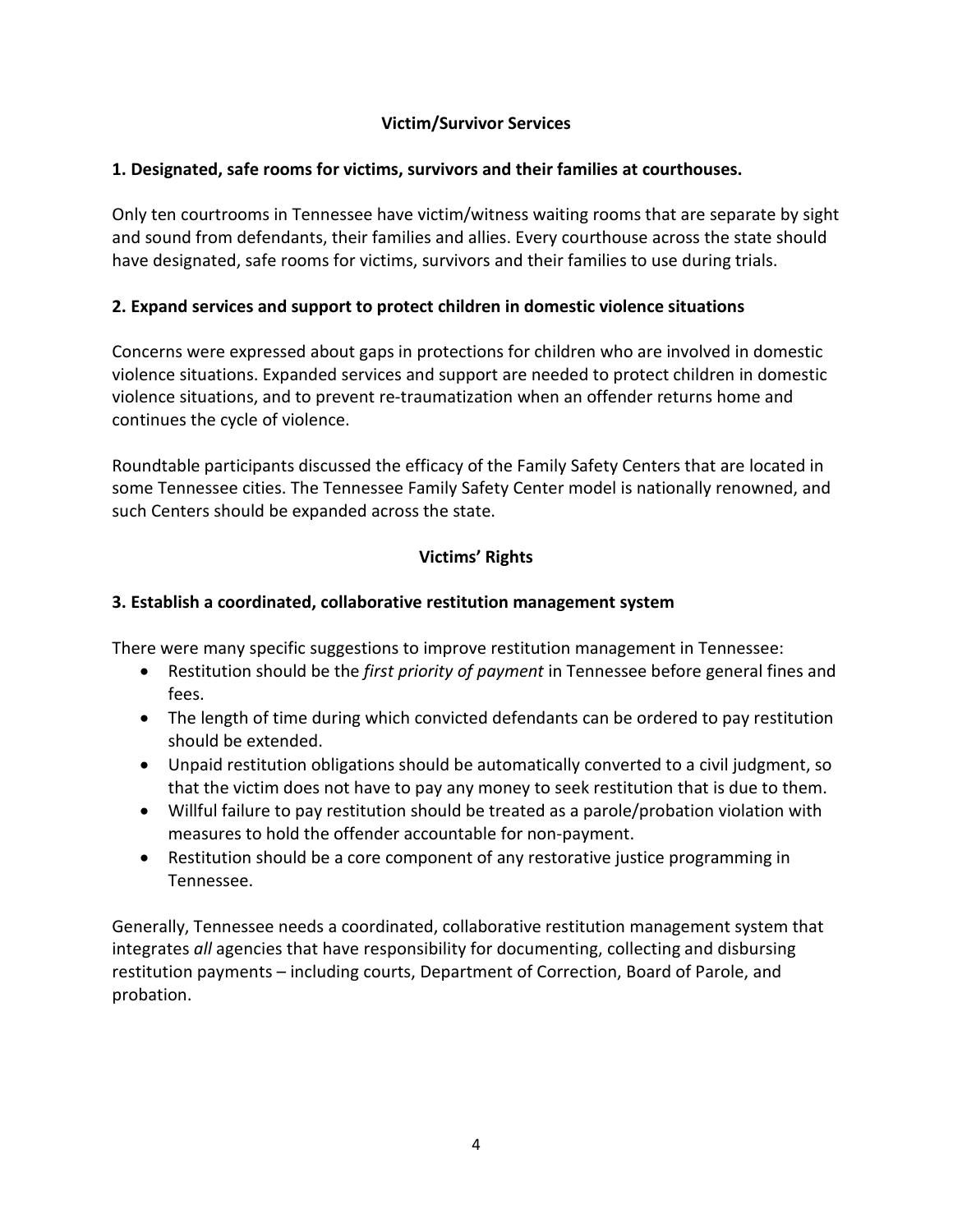## Victim/Survivor Services

### 1. Designated, safe rooms for victims, survivors and their families at courthouses.

Only ten courtrooms in Tennessee have victim/witness waiting rooms that are separate by sight and sound from defendants, their families and allies. Every courthouse across the state should have designated, safe rooms for victims, survivors and their families to use during trials.

### 2. Expand services and support to protect children in domestic violence situations

Concerns were expressed about gaps in protections for children who are involved in domestic violence situations. Expanded services and support are needed to protect children in domestic violence situations, and to prevent re-traumatization when an offender returns home and continues the cycle of violence.

Roundtable participants discussed the efficacy of the Family Safety Centers that are located in some Tennessee cities. The Tennessee Family Safety Center model is nationally renowned, and such Centers should be expanded across the state.

## Victims' Rights

### 3. Establish a coordinated, collaborative restitution management system

There were many specific suggestions to improve restitution management in Tennessee:

- Restitution should be the *first priority of payment* in Tennessee before general fines and fees.
- The length of time during which convicted defendants can be ordered to pay restitution should be extended.
- Unpaid restitution obligations should be automatically converted to a civil judgment, so that the victim does not have to pay any money to seek restitution that is due to them.
- Willful failure to pay restitution should be treated as a parole/probation violation with measures to hold the offender accountable for non-payment.
- Restitution should be a core component of any restorative justice programming in Tennessee.

Generally, Tennessee needs a coordinated, collaborative restitution management system that integrates *all* agencies that have responsibility for documenting, collecting and disbursing restitution payments – including courts, Department of Correction, Board of Parole, and probation.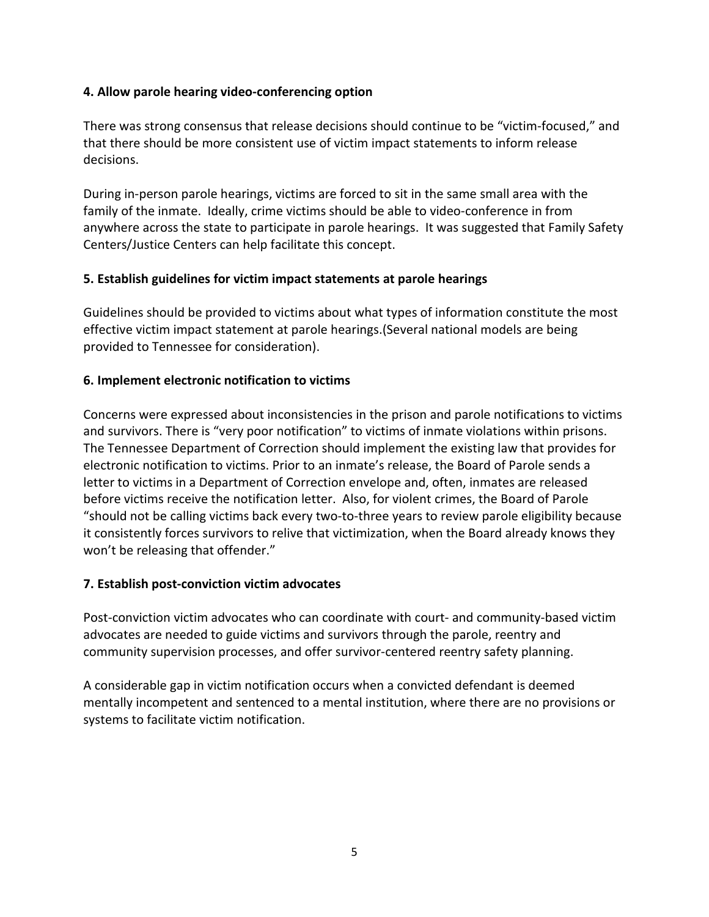**4. Allow parole hearing video-conferencing option**

There was strong consensus that release decisions should continue to be "victim-focused," and that there should be more consistent use of victim impact statements to inform release decisions.

During in-person parole hearings, victims are forced to sit in the same small area with the family of the inmate. Ideally, crime victims should be able to video-conference in from anywhere across the state to participate in parole hearings. It was suggested that Family Safety Centers/Justice Centers can help facilitate this concept.

**5. Establish guidelines for victim impact statements at parole hearings**

Guidelines should be provided to victims about what types of information constitute the most effective victim impact statement at parole hearings.(Several national models are being provided to Tennessee for consideration).

**6. Implement electronic notification to victims**

Concerns were expressed about inconsistencies in the prison and parole notifications to victims and survivors. There is "very poor notification" to victims of inmate violations within prisons. The Tennessee Department of Correction should implement the existing law that provides for electronic notification to victims. Prior to an inmate's release, the Board of Parole sends a letter to victims in a Department of Correction envelope and, often, inmates are released before victims receive the notification letter. Also, for violent crimes, the Board of Parole "should not be calling victims back every two-to-three years to review parole eligibility because it consistently forces survivors to relive that victimization, when the Board already knows they won't be releasing that offender."

**7. Establish post-conviction victim advocates**

Post-conviction victim advocates who can coordinate with court- and community-based victim advocates are needed to guide victims and survivors through the parole, reentry and community supervision processes, and offer survivor-centered reentry safety planning.

A considerable gap in victim notification occurs when a convicted defendant is deemed mentally incompetent and sentenced to a mental institution, where there are no provisions or systems to facilitate victim notification.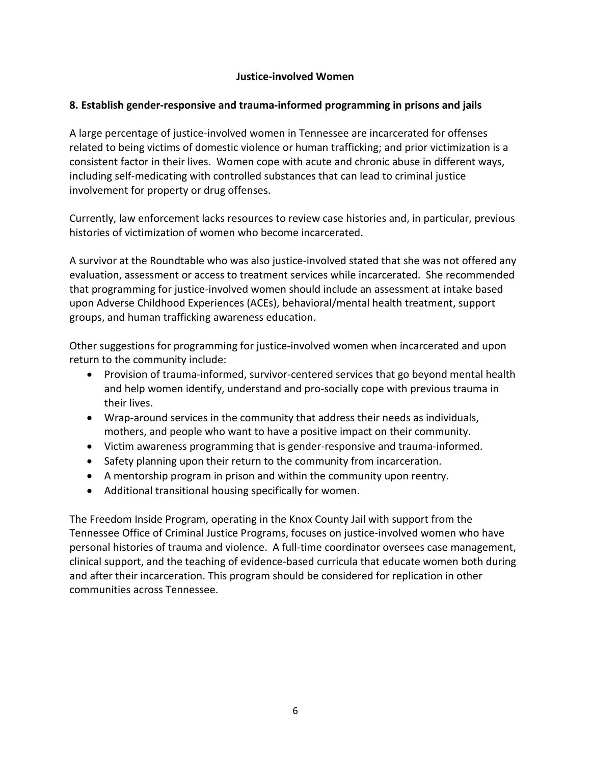## Justice-involved Women

### 8. Establish gender-responsive and trauma-informed programming in prisons and jails

A large percentage of justice-involved women in Tennessee are incarcerated for offenses related to being victims of domestic violence or human trafficking; and prior victimization is a consistent factor in their lives. Women cope with acute and chronic abuse in different ways, including self-medicating with controlled substances that can lead to criminal justice involvement for property or drug offenses.

Currently, law enforcement lacks resources to review case histories and, in particular, previous histories of victimization of women who become incarcerated.

A survivor at the Roundtable who was also justice-involved stated that she was not offered any evaluation, assessment or access to treatment services while incarcerated. She recommended that programming for justice-involved women should include an assessment at intake based upon Adverse Childhood Experiences (ACEs), behavioral/mental health treatment, support groups, and human trafficking awareness education.

Other suggestions for programming for justice-involved women when incarcerated and upon return to the community include:

- Provision of trauma-informed, survivor-centered services that go beyond mental health and help women identify, understand and pro-socially cope with previous trauma in their lives.
- Wrap-around services in the community that address their needs as individuals, mothers, and people who want to have a positive impact on their community.
- Victim awareness programming that is gender-responsive and trauma-informed.
- Safety planning upon their return to the community from incarceration.
- A mentorship program in prison and within the community upon reentry.
- Additional transitional housing specifically for women.

The Freedom Inside Program, operating in the Knox County Jail with support from the Tennessee Office of Criminal Justice Programs, focuses on justice-involved women who have personal histories of trauma and violence. A full-time coordinator oversees case management, clinical support, and the teaching of evidence-based curricula that educate women both during and after their incarceration. This program should be considered for replication in other communities across Tennessee.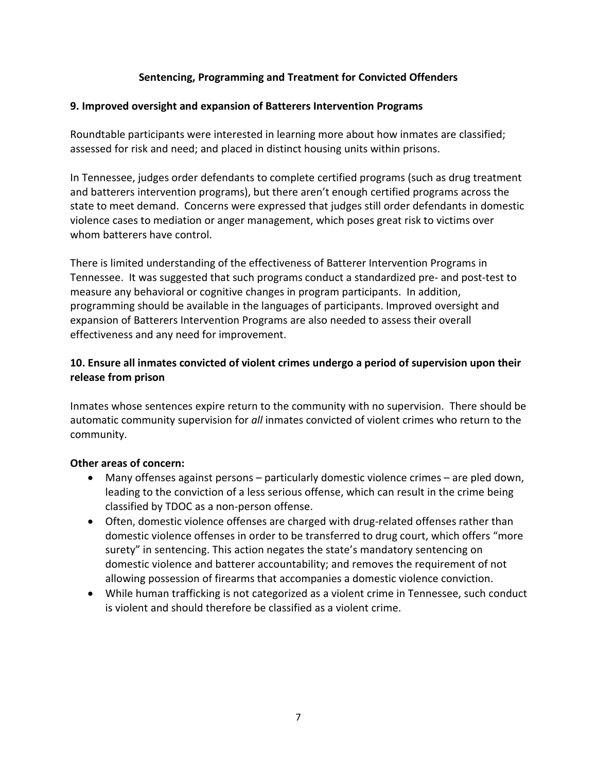## Sentencing, Programming and Treatment for Convicted Offenders

### 9. Improved oversight and expansion of Batterers Intervention Programs

Roundtable participants were interested in learning more about how inmates are classified; assessed for risk and need; and placed in distinct housing units within prisons.

In Tennessee, judges order defendants to complete certified programs (such as drug treatment and batterers intervention programs), but there aren't enough certified programs across the state to meet demand. Concerns were expressed that judges still order defendants in domestic violence cases to mediation or anger management, which poses great risk to victims over whom batterers have control.

There is limited understanding of the effectiveness of Batterer Intervention Programs in Tennessee. It was suggested that such programs conduct a standardized pre- and post-test to measure any behavioral or cognitive changes in program participants. In addition, programming should be available in the languages of participants. Improved oversight and expansion of Batterers Intervention Programs are also needed to assess their overall effectiveness and any need for improvement.

### 10. Ensure all inmates convicted of violent crimes undergo a period of supervision upon their release from prison

Inmates whose sentences expire return to the community with no supervision. There should be automatic community supervision for *all* inmates convicted of violent crimes who return to the community.

**Other areas of concern:**

- Many offenses against persons – particularly domestic violence crimes – are pled down, leading to the conviction of a less serious offense, which can result in the crime being classified by TDOC as a non-person offense.
- Often, domestic violence offenses are charged with drug-related offenses rather than domestic violence offenses in order to be transferred to drug court, which offers "more surety" in sentencing. This action negates the state's mandatory sentencing on domestic violence and batterer accountability; and removes the requirement of not allowing possession of firearms that accompanies a domestic violence conviction.
- While human trafficking is not categorized as a violent crime in Tennessee, such conduct is violent and should therefore be classified as a violent crime.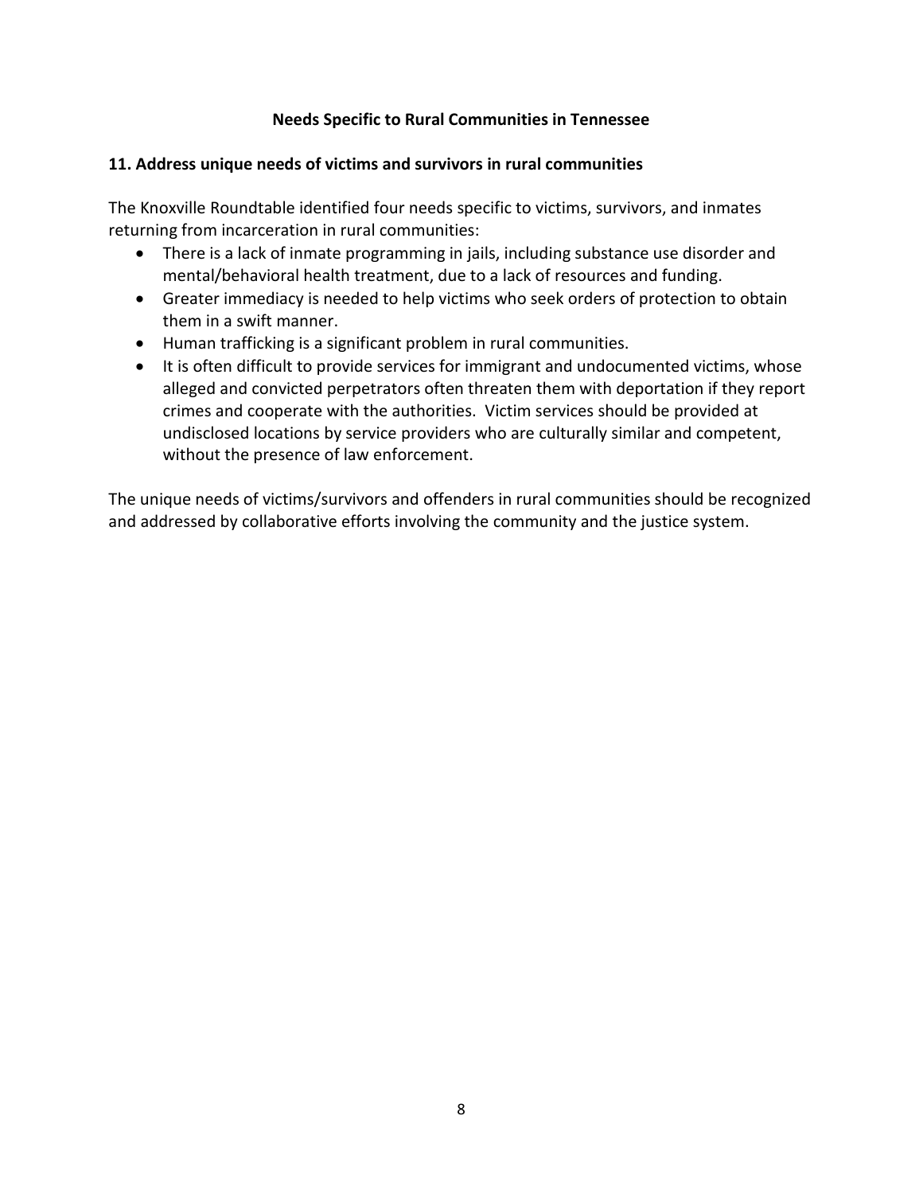## Needs Specific to Rural Communities in Tennessee

### 11. Address unique needs of victims and survivors in rural communities

The Knoxville Roundtable identified four needs specific to victims, survivors, and inmates returning from incarceration in rural communities:

- There is a lack of inmate programming in jails, including substance use disorder and mental/behavioral health treatment, due to a lack of resources and funding.
- Greater immediacy is needed to help victims who seek orders of protection to obtain them in a swift manner.
- Human trafficking is a significant problem in rural communities.
- It is often difficult to provide services for immigrant and undocumented victims, whose alleged and convicted perpetrators often threaten them with deportation if they report crimes and cooperate with the authorities. Victim services should be provided at undisclosed locations by service providers who are culturally similar and competent, without the presence of law enforcement.

The unique needs of victims/survivors and offenders in rural communities should be recognized and addressed by collaborative efforts involving the community and the justice system.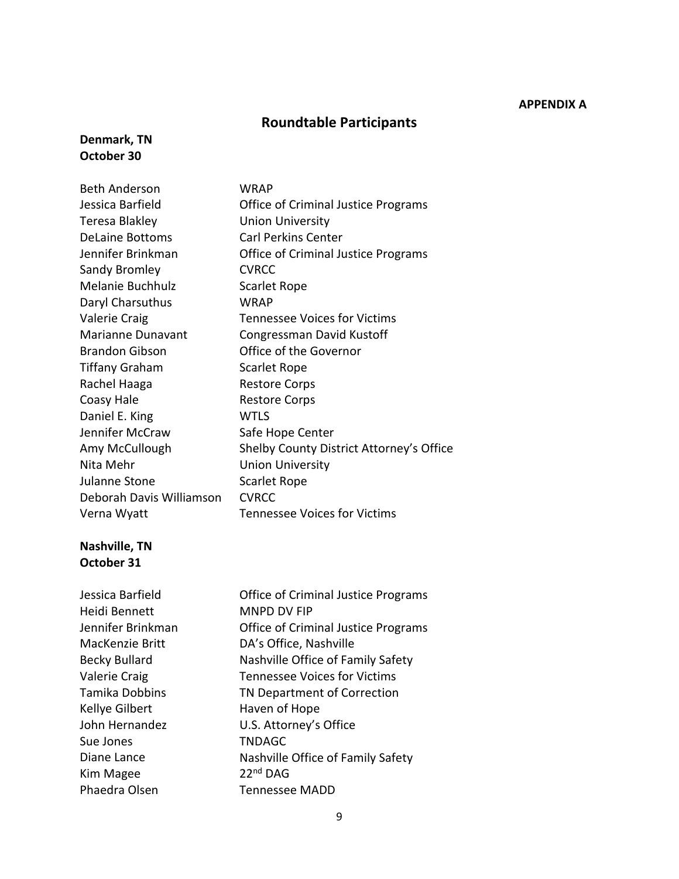**APPENDIX A**

# Roundtable Participants

**Denmark, TN**
**October 30**

| | |
|---|---|
| Beth Anderson | WRAP |
| Jessica Barfield | Office of Criminal Justice Programs |
| Teresa Blakley | Union University |
| DeLaine Bottoms | Carl Perkins Center |
| Jennifer Brinkman | Office of Criminal Justice Programs |
| Sandy Bromley | CVRCC |
| Melanie Buchhulz | Scarlet Rope |
| Daryl Charsuthus | WRAP |
| Valerie Craig | Tennessee Voices for Victims |
| Marianne Dunavant | Congressman David Kustoff |
| Brandon Gibson | Office of the Governor |
| Tiffany Graham | Scarlet Rope |
| Rachel Haaga | Restore Corps |
| Coasy Hale | Restore Corps |
| Daniel E. King | WTLS |
| Jennifer McCraw | Safe Hope Center |
| Amy McCullough | Shelby County District Attorney's Office |
| Nita Mehr | Union University |
| Julanne Stone | Scarlet Rope |
| Deborah Davis Williamson | CVRCC |
| Verna Wyatt | Tennessee Voices for Victims |

**Nashville, TN**
**October 31**

| | |
|---|---|
| Jessica Barfield | Office of Criminal Justice Programs |
| Heidi Bennett | MNPD DV FIP |
| Jennifer Brinkman | Office of Criminal Justice Programs |
| MacKenzie Britt | DA's Office, Nashville |
| Becky Bullard | Nashville Office of Family Safety |
| Valerie Craig | Tennessee Voices for Victims |
| Tamika Dobbins | TN Department of Correction |
| Kellye Gilbert | Haven of Hope |
| John Hernandez | U.S. Attorney's Office |
| Sue Jones | TNDAGC |
| Diane Lance | Nashville Office of Family Safety |
| Kim Magee | 22nd DAG |
| Phaedra Olsen | Tennessee MADD |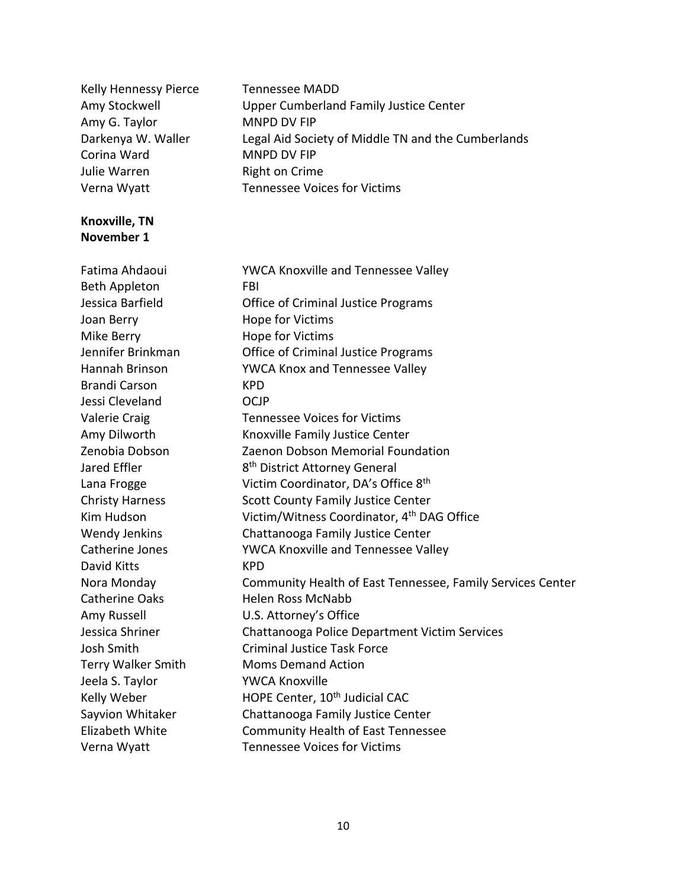| | |
|---|---|
| Kelly Hennessy Pierce | Tennessee MADD |
| Amy Stockwell | Upper Cumberland Family Justice Center |
| Amy G. Taylor | MNPD DV FIP |
| Darkenya W. Waller | Legal Aid Society of Middle TN and the Cumberlands |
| Corina Ward | MNPD DV FIP |
| Julie Warren | Right on Crime |
| Verna Wyatt | Tennessee Voices for Victims |

**Knoxville, TN**
**November 1**

| | |
|---|---|
| Fatima Ahdaoui | YWCA Knoxville and Tennessee Valley |
| Beth Appleton | FBI |
| Jessica Barfield | Office of Criminal Justice Programs |
| Joan Berry | Hope for Victims |
| Mike Berry | Hope for Victims |
| Jennifer Brinkman | Office of Criminal Justice Programs |
| Hannah Brinson | YWCA Knox and Tennessee Valley |
| Brandi Carson | KPD |
| Jessi Cleveland | OCJP |
| Valerie Craig | Tennessee Voices for Victims |
| Amy Dilworth | Knoxville Family Justice Center |
| Zenobia Dobson | Zaenon Dobson Memorial Foundation |
| Jared Effler | 8th District Attorney General |
| Lana Frogge | Victim Coordinator, DA's Office 8th |
| Christy Harness | Scott County Family Justice Center |
| Kim Hudson | Victim/Witness Coordinator, 4th DAG Office |
| Wendy Jenkins | Chattanooga Family Justice Center |
| Catherine Jones | YWCA Knoxville and Tennessee Valley |
| David Kitts | KPD |
| Nora Monday | Community Health of East Tennessee, Family Services Center |
| Catherine Oaks | Helen Ross McNabb |
| Amy Russell | U.S. Attorney's Office |
| Jessica Shriner | Chattanooga Police Department Victim Services |
| Josh Smith | Criminal Justice Task Force |
| Terry Walker Smith | Moms Demand Action |
| Jeela S. Taylor | YWCA Knoxville |
| Kelly Weber | HOPE Center, 10th Judicial CAC |
| Sayvion Whitaker | Chattanooga Family Justice Center |
| Elizabeth White | Community Health of East Tennessee |
| Verna Wyatt | Tennessee Voices for Victims |